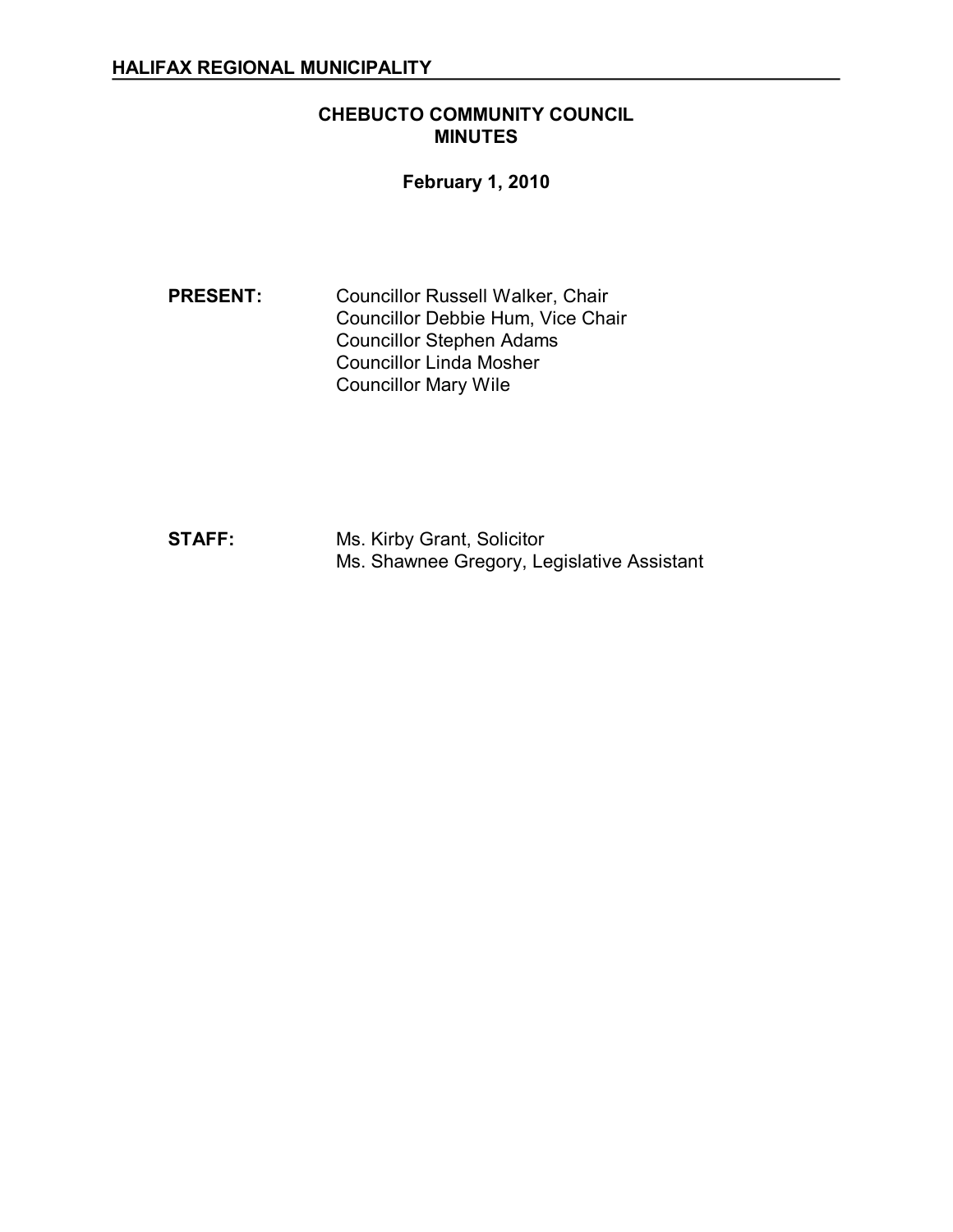**HALIFAX REGIONAL MUNICIPALITY**

# CHEBUCTO COMMUNITY COUNCIL MINUTES

**February 1, 2010**

**PRESENT:**

Councillor Russell Walker, Chair
Councillor Debbie Hum, Vice Chair
Councillor Stephen Adams
Councillor Linda Mosher
Councillor Mary Wile

**STAFF:**

Ms. Kirby Grant, Solicitor
Ms. Shawnee Gregory, Legislative Assistant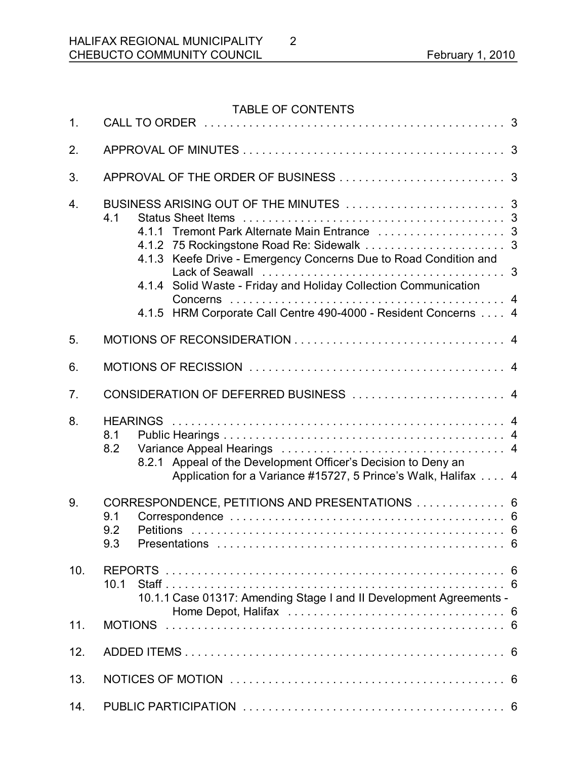## TABLE OF CONTENTS

1. CALL TO ORDER . . . . . . . . . . . . . . . . . . . . . . . . . . . . . . . . . . . . . . . . . . . . . . . 3
2. APPROVAL OF MINUTES . . . . . . . . . . . . . . . . . . . . . . . . . . . . . . . . . . . . . . . . . 3
3. APPROVAL OF THE ORDER OF BUSINESS . . . . . . . . . . . . . . . . . . . . . . . . . . 3
4. BUSINESS ARISING OUT OF THE MINUTES . . . . . . . . . . . . . . . . . . . . . . . . . 3
   - 4.1 Status Sheet Items . . . . . . . . . . . . . . . . . . . . . . . . . . . . . . . . . . . . . . . . . 3
     - 4.1.1 Tremont Park Alternate Main Entrance . . . . . . . . . . . . . . . . . . . 3
     - 4.1.2 75 Rockingstone Road Re: Sidewalk . . . . . . . . . . . . . . . . . . . . . . 3
     - 4.1.3 Keefe Drive - Emergency Concerns Due to Road Condition and Lack of Seawall . . . . . . . . . . . . . . . . . . . . . . . . . . . . . . . . . . . . . 3
     - 4.1.4 Solid Waste - Friday and Holiday Collection Communication Concerns . . . . . . . . . . . . . . . . . . . . . . . . . . . . . . . . . . . . . . . . . . . 4
     - 4.1.5 HRM Corporate Call Centre 490-4000 - Resident Concerns . . . . 4
5. MOTIONS OF RECONSIDERATION . . . . . . . . . . . . . . . . . . . . . . . . . . . . . . . . 4
6. MOTIONS OF RECISSION . . . . . . . . . . . . . . . . . . . . . . . . . . . . . . . . . . . . . . . . 4
7. CONSIDERATION OF DEFERRED BUSINESS . . . . . . . . . . . . . . . . . . . . . . . . 4
8. HEARINGS . . . . . . . . . . . . . . . . . . . . . . . . . . . . . . . . . . . . . . . . . . . . . . . . . . . . 4
   - 8.1 Public Hearings . . . . . . . . . . . . . . . . . . . . . . . . . . . . . . . . . . . . . . . . . . . . 4
   - 8.2 Variance Appeal Hearings . . . . . . . . . . . . . . . . . . . . . . . . . . . . . . . . . . 4
     - 8.2.1 Appeal of the Development Officer's Decision to Deny an Application for a Variance #15727, 5 Prince's Walk, Halifax . . . . 4
9. CORRESPONDENCE, PETITIONS AND PRESENTATIONS . . . . . . . . . . . . . . 6
   - 9.1 Correspondence . . . . . . . . . . . . . . . . . . . . . . . . . . . . . . . . . . . . . . . . . . . 6
   - 9.2 Petitions . . . . . . . . . . . . . . . . . . . . . . . . . . . . . . . . . . . . . . . . . . . . . . . . . 6
   - 9.3 Presentations . . . . . . . . . . . . . . . . . . . . . . . . . . . . . . . . . . . . . . . . . . . . . 6
10. REPORTS . . . . . . . . . . . . . . . . . . . . . . . . . . . . . . . . . . . . . . . . . . . . . . . . . . . . . 6
    - 10.1 Staff . . . . . . . . . . . . . . . . . . . . . . . . . . . . . . . . . . . . . . . . . . . . . . . . . . . . 6
      - 10.1.1 Case 01317: Amending Stage I and II Development Agreements - Home Depot, Halifax . . . . . . . . . . . . . . . . . . . . . . . . . . . . . . . . . . . 6
11. MOTIONS . . . . . . . . . . . . . . . . . . . . . . . . . . . . . . . . . . . . . . . . . . . . . . . . . . . . . 6
12. ADDED ITEMS . . . . . . . . . . . . . . . . . . . . . . . . . . . . . . . . . . . . . . . . . . . . . . . . . . 6
13. NOTICES OF MOTION . . . . . . . . . . . . . . . . . . . . . . . . . . . . . . . . . . . . . . . . . . . 6
14. PUBLIC PARTICIPATION . . . . . . . . . . . . . . . . . . . . . . . . . . . . . . . . . . . . . . . . . 6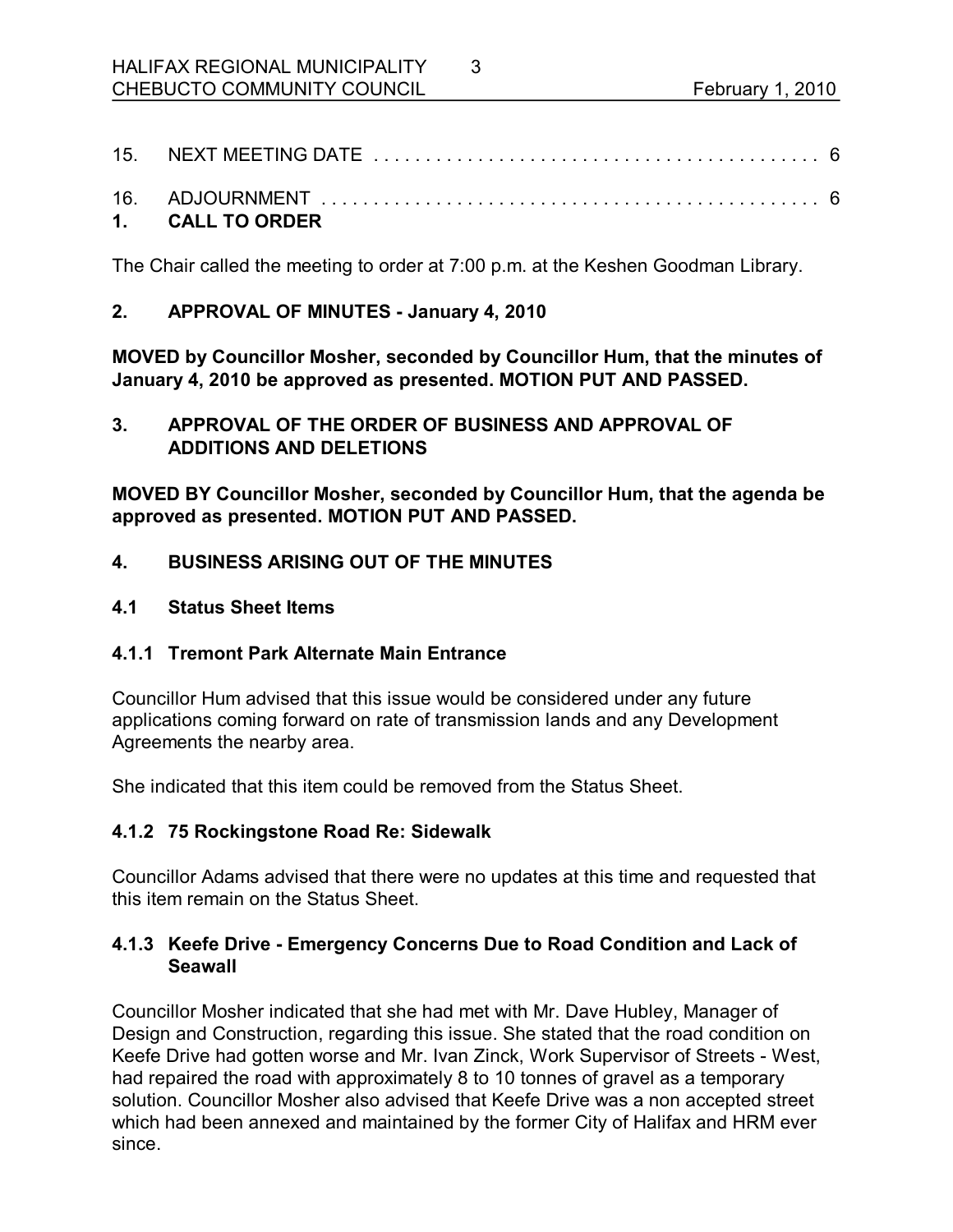15. NEXT MEETING DATE . . . . . . . . . . . . . . . . . . . . . . . . . . . . . . . . . . . . . . . . . . . 6

16. ADJOURNMENT . . . . . . . . . . . . . . . . . . . . . . . . . . . . . . . . . . . . . . . . . . . . . . . 6

## 1. CALL TO ORDER

The Chair called the meeting to order at 7:00 p.m. at the Keshen Goodman Library.

## 2. APPROVAL OF MINUTES - January 4, 2010

**MOVED by Councillor Mosher, seconded by Councillor Hum, that the minutes of January 4, 2010 be approved as presented. MOTION PUT AND PASSED.**

## 3. APPROVAL OF THE ORDER OF BUSINESS AND APPROVAL OF ADDITIONS AND DELETIONS

**MOVED BY Councillor Mosher, seconded by Councillor Hum, that the agenda be approved as presented. MOTION PUT AND PASSED.**

## 4. BUSINESS ARISING OUT OF THE MINUTES

### 4.1 Status Sheet Items

#### 4.1.1 Tremont Park Alternate Main Entrance

Councillor Hum advised that this issue would be considered under any future applications coming forward on rate of transmission lands and any Development Agreements the nearby area.

She indicated that this item could be removed from the Status Sheet.

#### 4.1.2 75 Rockingstone Road Re: Sidewalk

Councillor Adams advised that there were no updates at this time and requested that this item remain on the Status Sheet.

#### 4.1.3 Keefe Drive - Emergency Concerns Due to Road Condition and Lack of Seawall

Councillor Mosher indicated that she had met with Mr. Dave Hubley, Manager of Design and Construction, regarding this issue. She stated that the road condition on Keefe Drive had gotten worse and Mr. Ivan Zinck, Work Supervisor of Streets - West, had repaired the road with approximately 8 to 10 tonnes of gravel as a temporary solution. Councillor Mosher also advised that Keefe Drive was a non accepted street which had been annexed and maintained by the former City of Halifax and HRM ever since.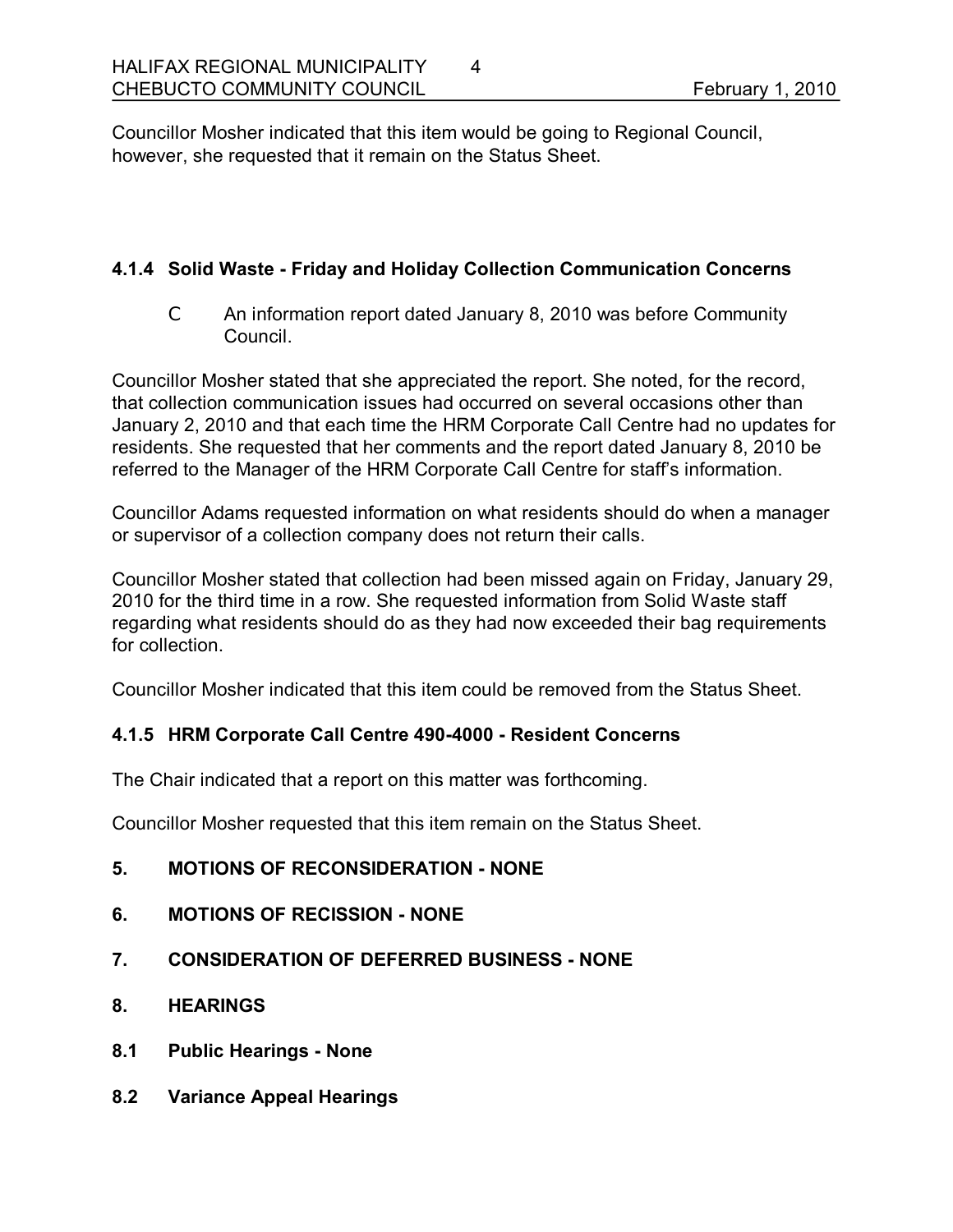Councillor Mosher indicated that this item would be going to Regional Council, however, she requested that it remain on the Status Sheet.

#### 4.1.4 Solid Waste - Friday and Holiday Collection Communication Concerns

- An information report dated January 8, 2010 was before Community Council.

Councillor Mosher stated that she appreciated the report. She noted, for the record, that collection communication issues had occurred on several occasions other than January 2, 2010 and that each time the HRM Corporate Call Centre had no updates for residents. She requested that her comments and the report dated January 8, 2010 be referred to the Manager of the HRM Corporate Call Centre for staff's information.

Councillor Adams requested information on what residents should do when a manager or supervisor of a collection company does not return their calls.

Councillor Mosher stated that collection had been missed again on Friday, January 29, 2010 for the third time in a row. She requested information from Solid Waste staff regarding what residents should do as they had now exceeded their bag requirements for collection.

Councillor Mosher indicated that this item could be removed from the Status Sheet.

#### 4.1.5 HRM Corporate Call Centre 490-4000 - Resident Concerns

The Chair indicated that a report on this matter was forthcoming.

Councillor Mosher requested that this item remain on the Status Sheet.

## 5. MOTIONS OF RECONSIDERATION - NONE

## 6. MOTIONS OF RECISSION - NONE

## 7. CONSIDERATION OF DEFERRED BUSINESS - NONE

## 8. HEARINGS

### 8.1 Public Hearings - None

### 8.2 Variance Appeal Hearings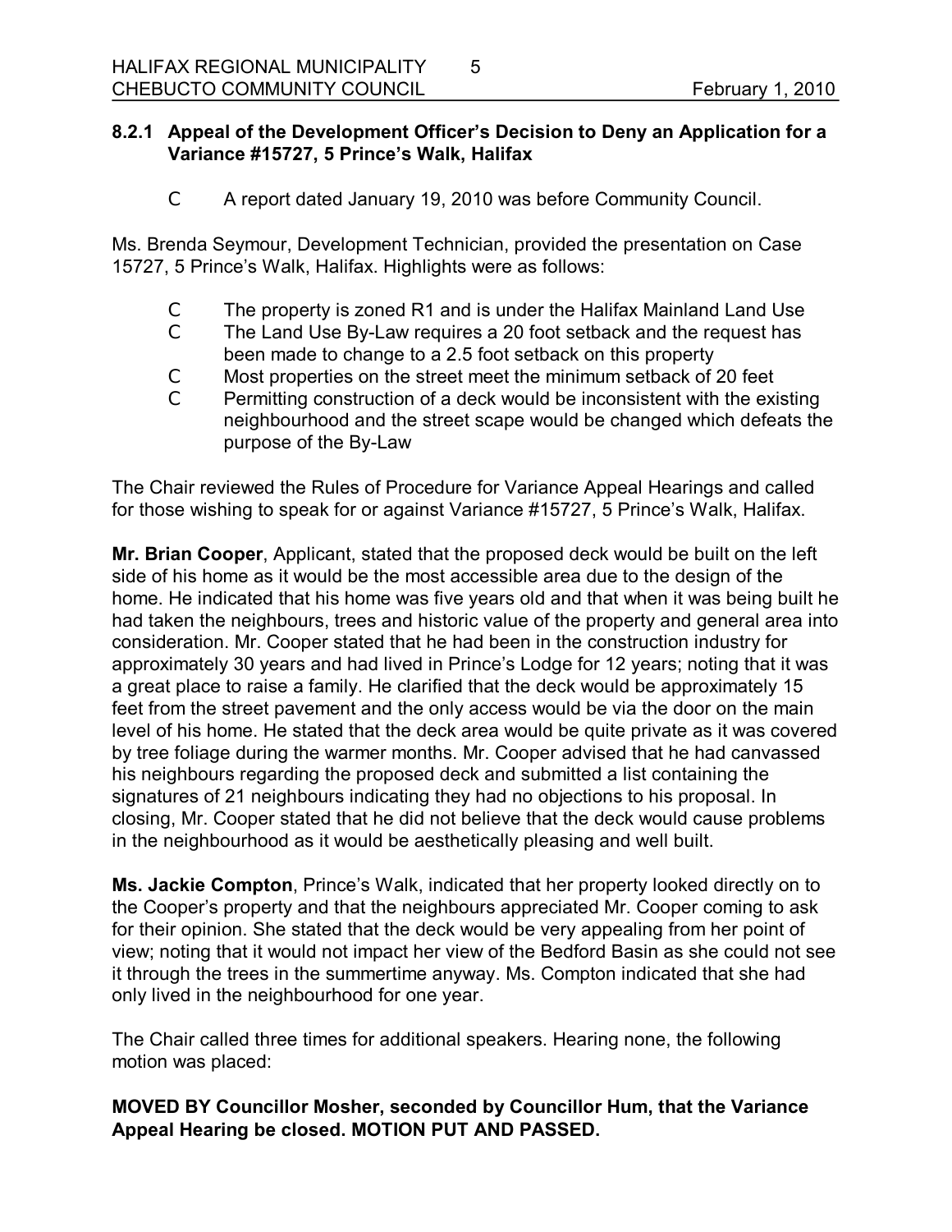### 8.2.1 Appeal of the Development Officer's Decision to Deny an Application for a Variance #15727, 5 Prince's Walk, Halifax

- A report dated January 19, 2010 was before Community Council.

Ms. Brenda Seymour, Development Technician, provided the presentation on Case 15727, 5 Prince's Walk, Halifax. Highlights were as follows:

- The property is zoned R1 and is under the Halifax Mainland Land Use
- The Land Use By-Law requires a 20 foot setback and the request has been made to change to a 2.5 foot setback on this property
- Most properties on the street meet the minimum setback of 20 feet
- Permitting construction of a deck would be inconsistent with the existing neighbourhood and the street scape would be changed which defeats the purpose of the By-Law

The Chair reviewed the Rules of Procedure for Variance Appeal Hearings and called for those wishing to speak for or against Variance #15727, 5 Prince's Walk, Halifax.

**Mr. Brian Cooper**, Applicant, stated that the proposed deck would be built on the left side of his home as it would be the most accessible area due to the design of the home. He indicated that his home was five years old and that when it was being built he had taken the neighbours, trees and historic value of the property and general area into consideration. Mr. Cooper stated that he had been in the construction industry for approximately 30 years and had lived in Prince's Lodge for 12 years; noting that it was a great place to raise a family. He clarified that the deck would be approximately 15 feet from the street pavement and the only access would be via the door on the main level of his home. He stated that the deck area would be quite private as it was covered by tree foliage during the warmer months. Mr. Cooper advised that he had canvassed his neighbours regarding the proposed deck and submitted a list containing the signatures of 21 neighbours indicating they had no objections to his proposal. In closing, Mr. Cooper stated that he did not believe that the deck would cause problems in the neighbourhood as it would be aesthetically pleasing and well built.

**Ms. Jackie Compton**, Prince's Walk, indicated that her property looked directly on to the Cooper's property and that the neighbours appreciated Mr. Cooper coming to ask for their opinion. She stated that the deck would be very appealing from her point of view; noting that it would not impact her view of the Bedford Basin as she could not see it through the trees in the summertime anyway. Ms. Compton indicated that she had only lived in the neighbourhood for one year.

The Chair called three times for additional speakers. Hearing none, the following motion was placed:

**MOVED BY Councillor Mosher, seconded by Councillor Hum, that the Variance Appeal Hearing be closed. MOTION PUT AND PASSED.**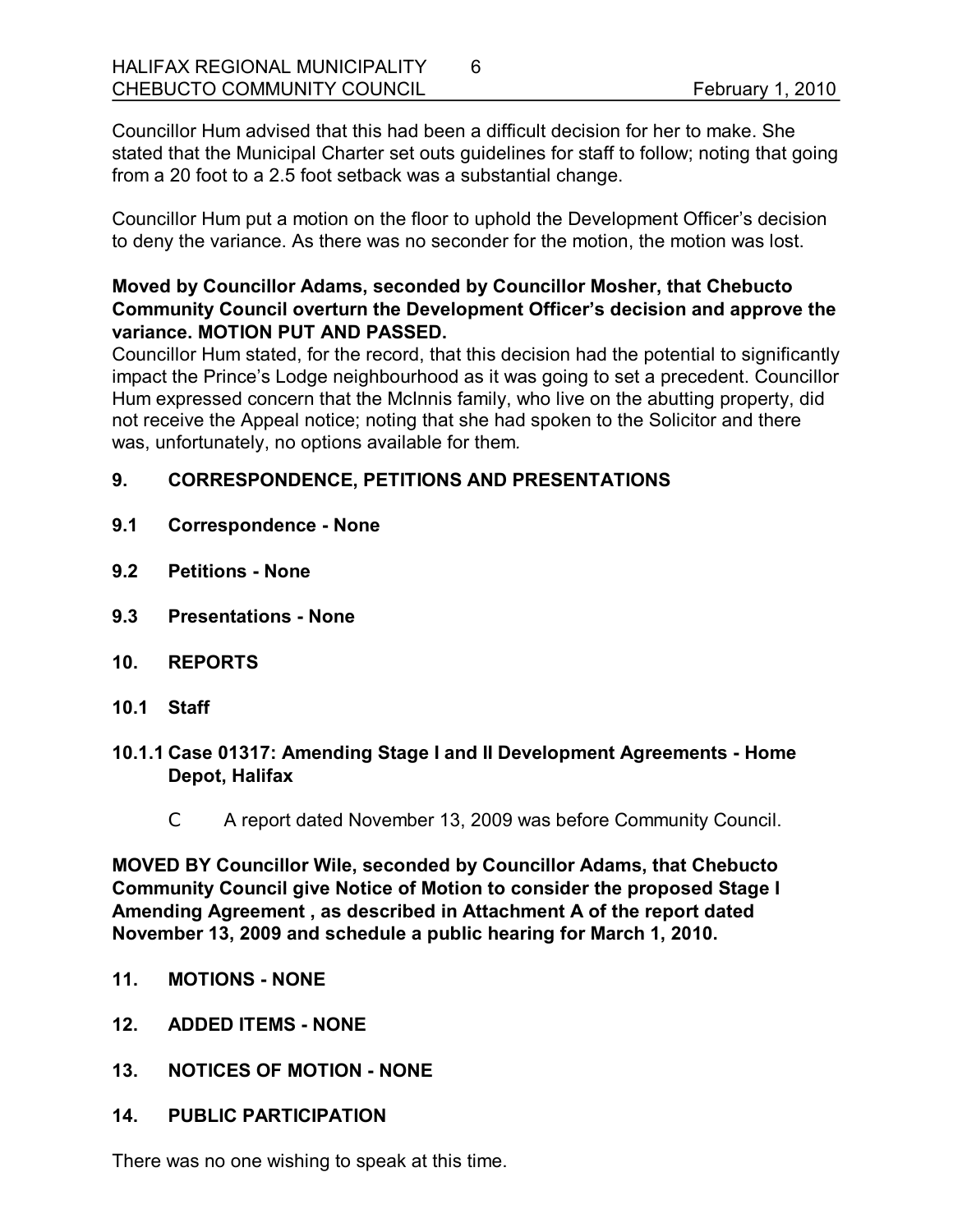Councillor Hum advised that this had been a difficult decision for her to make. She stated that the Municipal Charter set outs guidelines for staff to follow; noting that going from a 20 foot to a 2.5 foot setback was a substantial change.

Councillor Hum put a motion on the floor to uphold the Development Officer's decision to deny the variance. As there was no seconder for the motion, the motion was lost.

**Moved by Councillor Adams, seconded by Councillor Mosher, that Chebucto Community Council overturn the Development Officer's decision and approve the variance. MOTION PUT AND PASSED.**

Councillor Hum stated, for the record, that this decision had the potential to significantly impact the Prince's Lodge neighbourhood as it was going to set a precedent. Councillor Hum expressed concern that the McInnis family, who live on the abutting property, did not receive the Appeal notice; noting that she had spoken to the Solicitor and there was, unfortunately, no options available for them*.*

## 9. CORRESPONDENCE, PETITIONS AND PRESENTATIONS

### 9.1 Correspondence - None

### 9.2 Petitions - None

### 9.3 Presentations - None

## 10. REPORTS

### 10.1 Staff

#### 10.1.1 Case 01317: Amending Stage I and II Development Agreements - Home Depot, Halifax

- A report dated November 13, 2009 was before Community Council.

**MOVED BY Councillor Wile, seconded by Councillor Adams, that Chebucto Community Council give Notice of Motion to consider the proposed Stage I Amending Agreement , as described in Attachment A of the report dated November 13, 2009 and schedule a public hearing for March 1, 2010.**

## 11. MOTIONS - NONE

## 12. ADDED ITEMS - NONE

## 13. NOTICES OF MOTION - NONE

## 14. PUBLIC PARTICIPATION

There was no one wishing to speak at this time.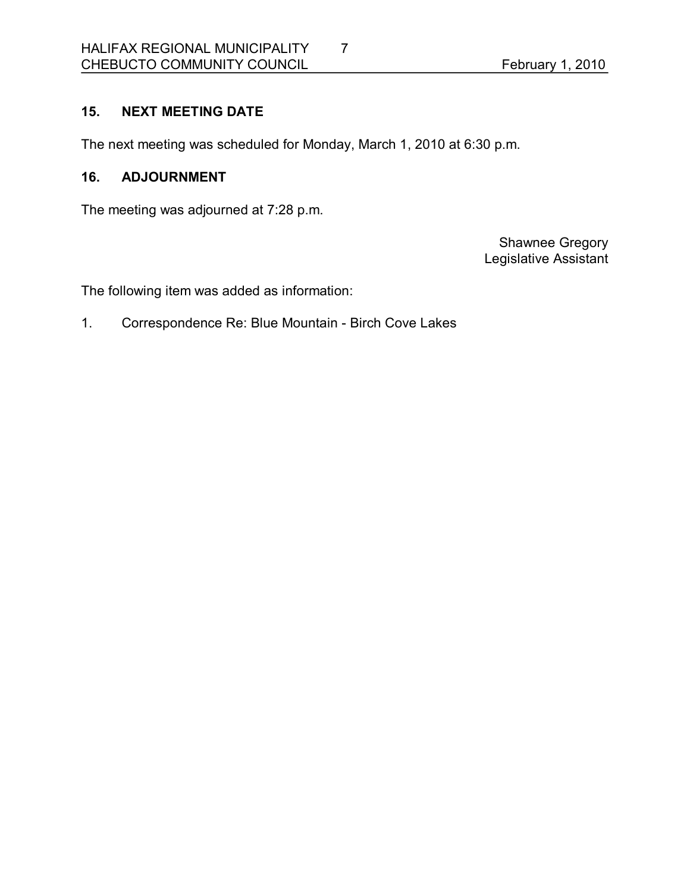## 15. NEXT MEETING DATE

The next meeting was scheduled for Monday, March 1, 2010 at 6:30 p.m.

## 16. ADJOURNMENT

The meeting was adjourned at 7:28 p.m.

Shawnee Gregory
Legislative Assistant

The following item was added as information:

1. Correspondence Re: Blue Mountain - Birch Cove Lakes